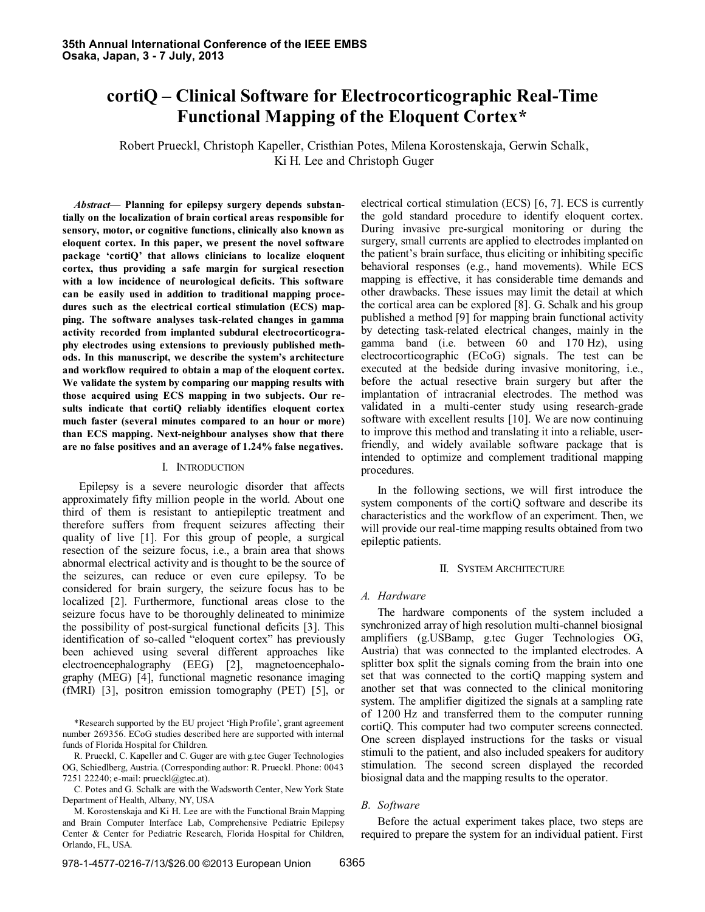# cortiQ – Clinical Software for Electrocorticographic Real-Time Functional Mapping of the Eloquent Cortex*

Robert Prueckl, Christoph Kapeller, Cristhian Potes, Milena Korostenskaja, Gerwin Schalk, Ki H. Lee and Christoph Guger

***Abstract*— Planning for epilepsy surgery depends substantially on the localization of brain cortical areas responsible for sensory, motor, or cognitive functions, clinically also known as eloquent cortex. In this paper, we present the novel software package 'cortiQ' that allows clinicians to localize eloquent cortex, thus providing a safe margin for surgical resection with a low incidence of neurological deficits. This software can be easily used in addition to traditional mapping procedures such as the electrical cortical stimulation (ECS) mapping. The software analyses task-related changes in gamma activity recorded from implanted subdural electrocorticography electrodes using extensions to previously published methods. In this manuscript, we describe the system's architecture and workflow required to obtain a map of the eloquent cortex. We validate the system by comparing our mapping results with those acquired using ECS mapping in two subjects. Our results indicate that cortiQ reliably identifies eloquent cortex much faster (several minutes compared to an hour or more) than ECS mapping. Next-neighbour analyses show that there are no false positives and an average of 1.24% false negatives.**

## I. Introduction

Epilepsy is a severe neurologic disorder that affects approximately fifty million people in the world. About one third of them is resistant to antiepileptic treatment and therefore suffers from frequent seizures affecting their quality of live [1]. For this group of people, a surgical resection of the seizure focus, i.e., a brain area that shows abnormal electrical activity and is thought to be the source of the seizures, can reduce or even cure epilepsy. To be considered for brain surgery, the seizure focus has to be localized [2]. Furthermore, functional areas close to the seizure focus have to be thoroughly delineated to minimize the possibility of post-surgical functional deficits [3]. This identification of so-called "eloquent cortex" has previously been achieved using several different approaches like electroencephalography (EEG) [2], magnetoencephalography (MEG) [4], functional magnetic resonance imaging (fMRI) [3], positron emission tomography (PET) [5], or electrical cortical stimulation (ECS) [6, 7]. ECS is currently the gold standard procedure to identify eloquent cortex. During invasive pre-surgical monitoring or during the surgery, small currents are applied to electrodes implanted on the patient's brain surface, thus eliciting or inhibiting specific behavioral responses (e.g., hand movements). While ECS mapping is effective, it has considerable time demands and other drawbacks. These issues may limit the detail at which the cortical area can be explored [8]. G. Schalk and his group published a method [9] for mapping brain functional activity by detecting task-related electrical changes, mainly in the gamma band (i.e. between 60 and 170 Hz), using electrocorticographic (ECoG) signals. The test can be executed at the bedside during invasive monitoring, i.e., before the actual resective brain surgery but after the implantation of intracranial electrodes. The method was validated in a multi-center study using research-grade software with excellent results [10]. We are now continuing to improve this method and translating it into a reliable, user-friendly, and widely available software package that is intended to optimize and complement traditional mapping procedures.

In the following sections, we will first introduce the system components of the cortiQ software and describe its characteristics and the workflow of an experiment. Then, we will provide our real-time mapping results obtained from two epileptic patients.

## II. System Architecture

### *A. Hardware*

The hardware components of the system included a synchronized array of high resolution multi-channel biosignal amplifiers (g.USBamp, g.tec Guger Technologies OG, Austria) that was connected to the implanted electrodes. A splitter box split the signals coming from the brain into one set that was connected to the cortiQ mapping system and another set that was connected to the clinical monitoring system. The amplifier digitized the signals at a sampling rate of 1200 Hz and transferred them to the computer running cortiQ. This computer had two computer screens connected. One screen displayed instructions for the tasks or visual stimuli to the patient, and also included speakers for auditory stimulation. The second screen displayed the recorded biosignal data and the mapping results to the operator.

### *B. Software*

Before the actual experiment takes place, two steps are required to prepare the system for an individual patient. First

---

*Research supported by the EU project 'High Profile', grant agreement number 269356. ECoG studies described here are supported with internal funds of Florida Hospital for Children.

R. Prueckl, C. Kapeller and C. Guger are with g.tec Guger Technologies OG, Schiedlberg, Austria. (Corresponding author: R. Prueckl. Phone: 0043 7251 22240; e-mail: prueckl@gtec.at).

C. Potes and G. Schalk are with the Wadsworth Center, New York State Department of Health, Albany, NY, USA

M. Korostenskaja and Ki H. Lee are with the Functional Brain Mapping and Brain Computer Interface Lab, Comprehensive Pediatric Epilepsy Center & Center for Pediatric Research, Florida Hospital for Children, Orlando, FL, USA.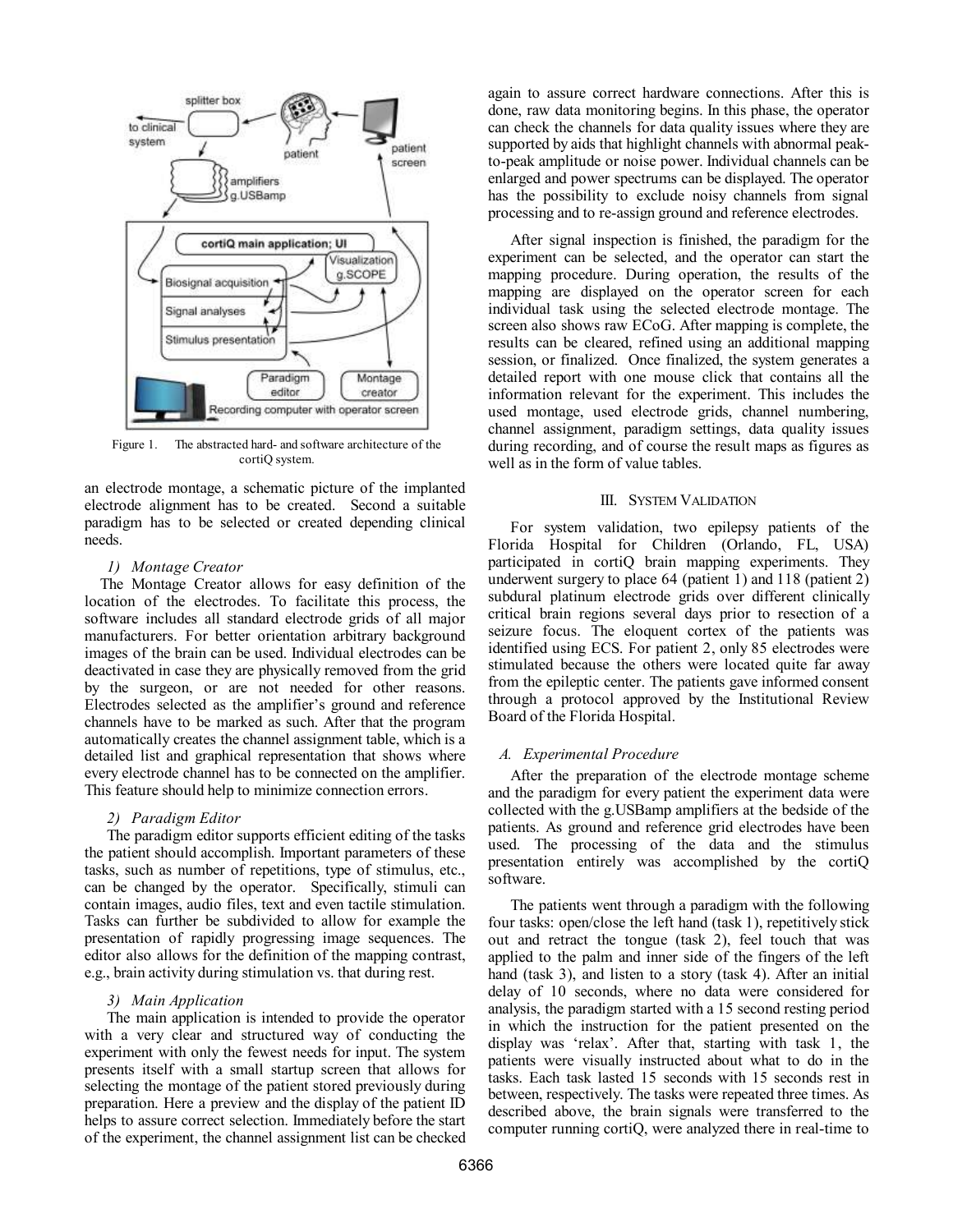Figure 1. The abstracted hard- and software architecture of the cortiQ system.

an electrode montage, a schematic picture of the implanted electrode alignment has to be created. Second a suitable paradigm has to be selected or created depending clinical needs.

#### *1) Montage Creator*

The Montage Creator allows for easy definition of the location of the electrodes. To facilitate this process, the software includes all standard electrode grids of all major manufacturers. For better orientation arbitrary background images of the brain can be used. Individual electrodes can be deactivated in case they are physically removed from the grid by the surgeon, or are not needed for other reasons. Electrodes selected as the amplifier's ground and reference channels have to be marked as such. After that the program automatically creates the channel assignment table, which is a detailed list and graphical representation that shows where every electrode channel has to be connected on the amplifier. This feature should help to minimize connection errors.

#### *2) Paradigm Editor*

The paradigm editor supports efficient editing of the tasks the patient should accomplish. Important parameters of these tasks, such as number of repetitions, type of stimulus, etc., can be changed by the operator. Specifically, stimuli can contain images, audio files, text and even tactile stimulation. Tasks can further be subdivided to allow for example the presentation of rapidly progressing image sequences. The editor also allows for the definition of the mapping contrast, e.g., brain activity during stimulation vs. that during rest.

#### *3) Main Application*

The main application is intended to provide the operator with a very clear and structured way of conducting the experiment with only the fewest needs for input. The system presents itself with a small startup screen that allows for selecting the montage of the patient stored previously during preparation. Here a preview and the display of the patient ID helps to assure correct selection. Immediately before the start of the experiment, the channel assignment list can be checked again to assure correct hardware connections. After this is done, raw data monitoring begins. In this phase, the operator can check the channels for data quality issues where they are supported by aids that highlight channels with abnormal peak-to-peak amplitude or noise power. Individual channels can be enlarged and power spectrums can be displayed. The operator has the possibility to exclude noisy channels from signal processing and to re-assign ground and reference electrodes.

After signal inspection is finished, the paradigm for the experiment can be selected, and the operator can start the mapping procedure. During operation, the results of the mapping are displayed on the operator screen for each individual task using the selected electrode montage. The screen also shows raw ECoG. After mapping is complete, the results can be cleared, refined using an additional mapping session, or finalized. Once finalized, the system generates a detailed report with one mouse click that contains all the information relevant for the experiment. This includes the used montage, used electrode grids, channel numbering, channel assignment, paradigm settings, data quality issues during recording, and of course the result maps as figures as well as in the form of value tables.

## III. SYSTEM VALIDATION

For system validation, two epilepsy patients of the Florida Hospital for Children (Orlando, FL, USA) participated in cortiQ brain mapping experiments. They underwent surgery to place 64 (patient 1) and 118 (patient 2) subdural platinum electrode grids over different clinically critical brain regions several days prior to resection of a seizure focus. The eloquent cortex of the patients was identified using ECS. For patient 2, only 85 electrodes were stimulated because the others were located quite far away from the epileptic center. The patients gave informed consent through a protocol approved by the Institutional Review Board of the Florida Hospital.

### *A. Experimental Procedure*

After the preparation of the electrode montage scheme and the paradigm for every patient the experiment data were collected with the g.USBamp amplifiers at the bedside of the patients. As ground and reference grid electrodes have been used. The processing of the data and the stimulus presentation entirely was accomplished by the cortiQ software.

The patients went through a paradigm with the following four tasks: open/close the left hand (task 1), repetitively stick out and retract the tongue (task 2), feel touch that was applied to the palm and inner side of the fingers of the left hand (task 3), and listen to a story (task 4). After an initial delay of 10 seconds, where no data were considered for analysis, the paradigm started with a 15 second resting period in which the instruction for the patient presented on the display was 'relax'. After that, starting with task 1, the patients were visually instructed about what to do in the tasks. Each task lasted 15 seconds with 15 seconds rest in between, respectively. The tasks were repeated three times. As described above, the brain signals were transferred to the computer running cortiQ, were analyzed there in real-time to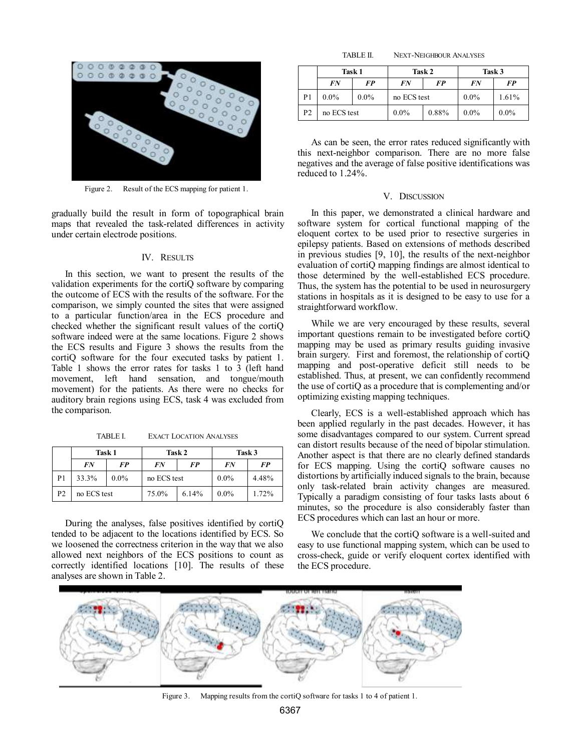Figure 2. Result of the ECS mapping for patient 1.

gradually build the result in form of topographical brain maps that revealed the task-related differences in activity under certain electrode positions.

## IV. Results

In this section, we want to present the results of the validation experiments for the cortiQ software by comparing the outcome of ECS with the results of the software. For the comparison, we simply counted the sites that were assigned to a particular function/area in the ECS procedure and checked whether the significant result values of the cortiQ software indeed were at the same locations. Figure 2 shows the ECS results and Figure 3 shows the results from the cortiQ software for the four executed tasks by patient 1. Table 1 shows the error rates for tasks 1 to 3 (left hand movement, left hand sensation, and tongue/mouth movement) for the patients. As there were no checks for auditory brain regions using ECS, task 4 was excluded from the comparison.

TABLE I. Exact Location Analyses

| | Task 1 | | Task 2 | | Task 3 | |
|---|---|---|---|---|---|---|
| | ***FN*** | ***FP*** | ***FN*** | ***FP*** | ***FN*** | ***FP*** |
| P1 | 33.3% | 0.0% | no ECS test | | 0.0% | 4.48% |
| P2 | no ECS test | | 75.0% | 6.14% | 0.0% | 1.72% |

During the analyses, false positives identified by cortiQ tended to be adjacent to the locations identified by ECS. So we loosened the correctness criterion in the way that we also allowed next neighbors of the ECS positions to count as correctly identified locations [10]. The results of these analyses are shown in Table 2.

TABLE II. Next-Neighbour Analyses

| | Task 1 | | Task 2 | | Task 3 | |
|---|---|---|---|---|---|---|
| | ***FN*** | ***FP*** | ***FN*** | ***FP*** | ***FN*** | ***FP*** |
| P1 | 0.0% | 0.0% | no ECS test | | 0.0% | 1.61% |
| P2 | no ECS test | | 0.0% | 0.88% | 0.0% | 0.0% |

As can be seen, the error rates reduced significantly with this next-neighbor comparison. There are no more false negatives and the average of false positive identifications was reduced to 1.24%.

## V. Discussion

In this paper, we demonstrated a clinical hardware and software system for cortical functional mapping of the eloquent cortex to be used prior to resective surgeries in epilepsy patients. Based on extensions of methods described in previous studies [9, 10], the results of the next-neighbor evaluation of cortiQ mapping findings are almost identical to those determined by the well-established ECS procedure. Thus, the system has the potential to be used in neurosurgery stations in hospitals as it is designed to be easy to use for a straightforward workflow.

While we are very encouraged by these results, several important questions remain to be investigated before cortiQ mapping may be used as primary results guiding invasive brain surgery. First and foremost, the relationship of cortiQ mapping and post-operative deficit still needs to be established. Thus, at present, we can confidently recommend the use of cortiQ as a procedure that is complementing and/or optimizing existing mapping techniques.

Clearly, ECS is a well-established approach which has been applied regularly in the past decades. However, it has some disadvantages compared to our system. Current spread can distort results because of the need of bipolar stimulation. Another aspect is that there are no clearly defined standards for ECS mapping. Using the cortiQ software causes no distortions by artificially induced signals to the brain, because only task-related brain activity changes are measured. Typically a paradigm consisting of four tasks lasts about 6 minutes, so the procedure is also considerably faster than ECS procedures which can last an hour or more.

We conclude that the cortiQ software is a well-suited and easy to use functional mapping system, which can be used to cross-check, guide or verify eloquent cortex identified with the ECS procedure.

Figure 3. Mapping results from the cortiQ software for tasks 1 to 4 of patient 1.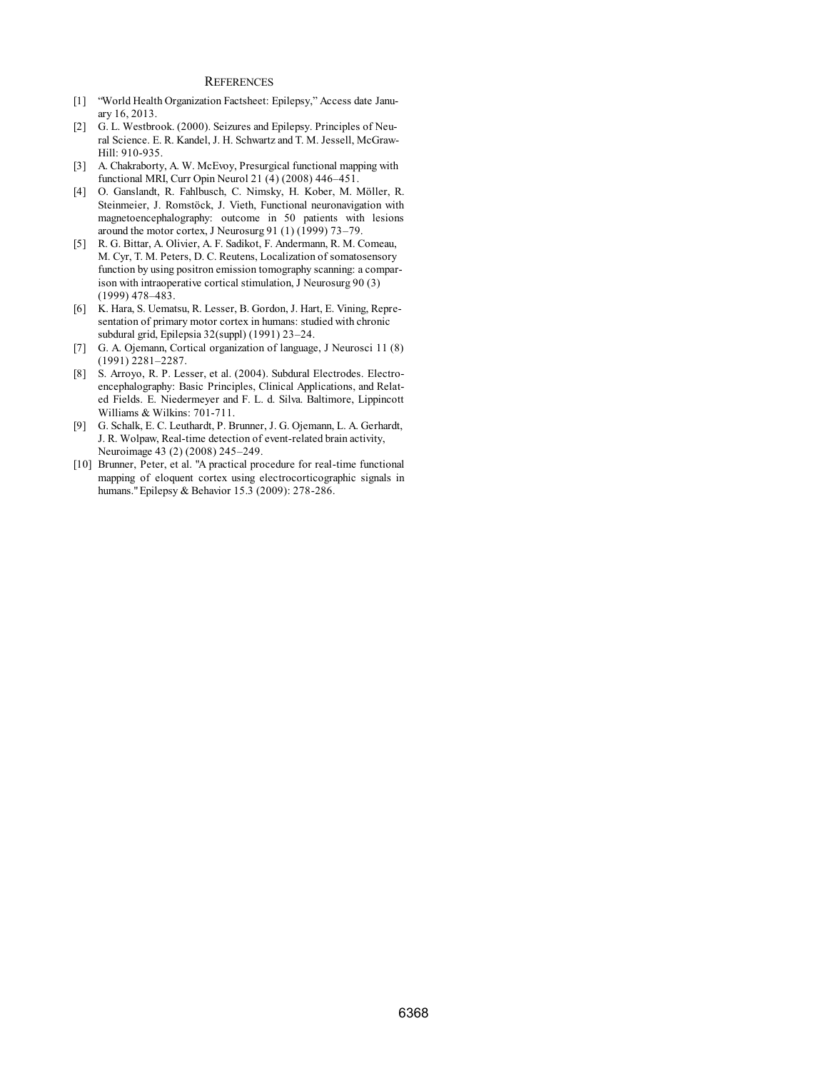## REFERENCES

[1] "World Health Organization Factsheet: Epilepsy," Access date January 16, 2013.

[2] G. L. Westbrook. (2000). Seizures and Epilepsy. Principles of Neural Science. E. R. Kandel, J. H. Schwartz and T. M. Jessell, McGraw-Hill: 910-935.

[3] A. Chakraborty, A. W. McEvoy, Presurgical functional mapping with functional MRI, Curr Opin Neurol 21 (4) (2008) 446–451.

[4] O. Ganslandt, R. Fahlbusch, C. Nimsky, H. Kober, M. Möller, R. Steinmeier, J. Romstöck, J. Vieth, Functional neuronavigation with magnetoencephalography: outcome in 50 patients with lesions around the motor cortex, J Neurosurg 91 (1) (1999) 73–79.

[5] R. G. Bittar, A. Olivier, A. F. Sadikot, F. Andermann, R. M. Comeau, M. Cyr, T. M. Peters, D. C. Reutens, Localization of somatosensory function by using positron emission tomography scanning: a comparison with intraoperative cortical stimulation, J Neurosurg 90 (3) (1999) 478–483.

[6] K. Hara, S. Uematsu, R. Lesser, B. Gordon, J. Hart, E. Vining, Representation of primary motor cortex in humans: studied with chronic subdural grid, Epilepsia 32(suppl) (1991) 23–24.

[7] G. A. Ojemann, Cortical organization of language, J Neurosci 11 (8) (1991) 2281–2287.

[8] S. Arroyo, R. P. Lesser, et al. (2004). Subdural Electrodes. Electroencephalography: Basic Principles, Clinical Applications, and Related Fields. E. Niedermeyer and F. L. d. Silva. Baltimore, Lippincott Williams & Wilkins: 701-711.

[9] G. Schalk, E. C. Leuthardt, P. Brunner, J. G. Ojemann, L. A. Gerhardt, J. R. Wolpaw, Real-time detection of event-related brain activity, Neuroimage 43 (2) (2008) 245–249.

[10] Brunner, Peter, et al. "A practical procedure for real-time functional mapping of eloquent cortex using electrocorticographic signals in humans." Epilepsy & Behavior 15.3 (2009): 278-286.